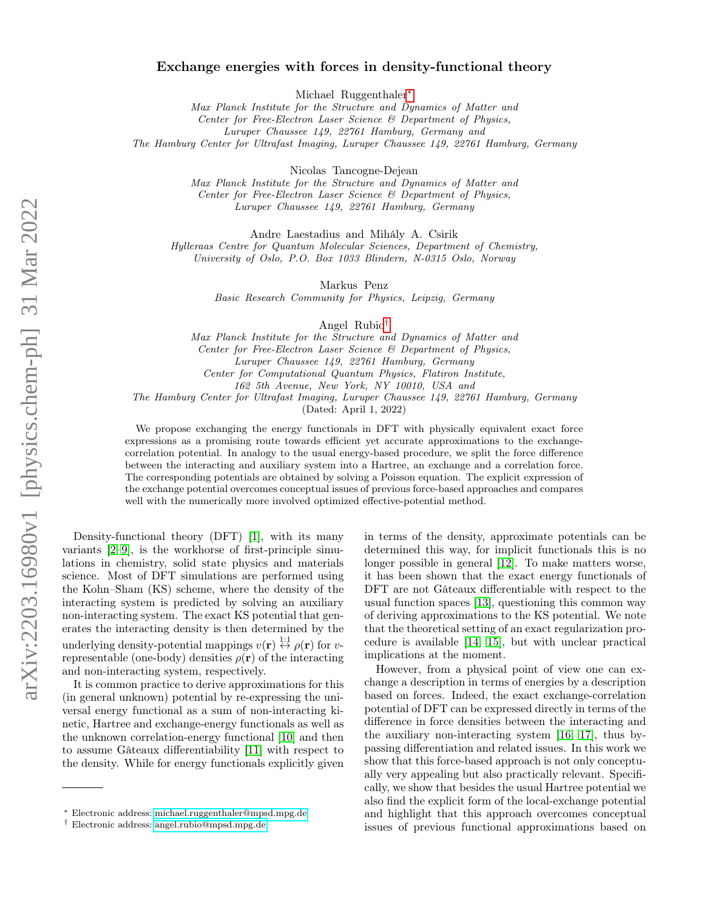# Exchange energies with forces in density-functional theory

Michael Ruggenthaler[*]

*Max Planck Institute for the Structure and Dynamics of Matter and Center for Free-Electron Laser Science & Department of Physics, Luruper Chaussee 149, 22761 Hamburg, Germany and The Hamburg Center for Ultrafast Imaging, Luruper Chaussee 149, 22761 Hamburg, Germany*

Nicolas Tancogne-Dejean

*Max Planck Institute for the Structure and Dynamics of Matter and Center for Free-Electron Laser Science & Department of Physics, Luruper Chaussee 149, 22761 Hamburg, Germany*

Andre Laestadius and Mihály A. Csirik

*Hylleraas Centre for Quantum Molecular Sciences, Department of Chemistry, University of Oslo, P.O. Box 1033 Blindern, N-0315 Oslo, Norway*

Markus Penz

*Basic Research Community for Physics, Leipzig, Germany*

Angel Rubio[†]

*Max Planck Institute for the Structure and Dynamics of Matter and Center for Free-Electron Laser Science & Department of Physics, Luruper Chaussee 149, 22761 Hamburg, Germany Center for Computational Quantum Physics, Flatiron Institute, 162 5th Avenue, New York, NY 10010, USA and The Hamburg Center for Ultrafast Imaging, Luruper Chaussee 149, 22761 Hamburg, Germany*

(Dated: April 1, 2022)

We propose exchanging the energy functionals in DFT with physically equivalent exact force expressions as a promising route towards efficient yet accurate approximations to the exchange-correlation potential. In analogy to the usual energy-based procedure, we split the force difference between the interacting and auxiliary system into a Hartree, an exchange and a correlation force. The corresponding potentials are obtained by solving a Poisson equation. The explicit expression of the exchange potential overcomes conceptual issues of previous force-based approaches and compares well with the numerically more involved optimized effective-potential method.

Density-functional theory (DFT) [1], with its many variants [2–9], is the workhorse of first-principle simulations in chemistry, solid state physics and materials science. Most of DFT simulations are performed using the Kohn–Sham (KS) scheme, where the density of the interacting system is predicted by solving an auxiliary non-interacting system. The exact KS potential that generates the interacting density is then determined by the underlying density-potential mappings $v(\mathbf{r}) \overset{1:1}{\leftrightarrow} \rho(\mathbf{r})$ for $v$-representable (one-body) densities $\rho(\mathbf{r})$ of the interacting and non-interacting system, respectively.

It is common practice to derive approximations for this (in general unknown) potential by re-expressing the universal energy functional as a sum of non-interacting kinetic, Hartree and exchange-energy functionals as well as the unknown correlation-energy functional [10] and then to assume Gâteaux differentiability [11] with respect to the density. While for energy functionals explicitly given in terms of the density, approximate potentials can be determined this way, for implicit functionals this is no longer possible in general [12]. To make matters worse, it has been shown that the exact energy functionals of DFT are not Gâteaux differentiable with respect to the usual function spaces [13], questioning this common way of deriving approximations to the KS potential. We note that the theoretical setting of an exact regularization procedure is available [14, 15], but with unclear practical implications at the moment.

However, from a physical point of view one can exchange a description in terms of energies by a description based on forces. Indeed, the exact exchange-correlation potential of DFT can be expressed directly in terms of the difference in force densities between the interacting and the auxiliary non-interacting system [16, 17], thus bypassing differentiation and related issues. In this work we show that this force-based approach is not only conceptually very appealing but also practically relevant. Specifically, we show that besides the usual Hartree potential we also find the explicit form of the local-exchange potential and highlight that this approach overcomes conceptual issues of previous functional approximations based on

[*] Electronic address: michael.ruggenthaler@mpsd.mpg.de

[†] Electronic address: angel.rubio@mpsd.mpg.de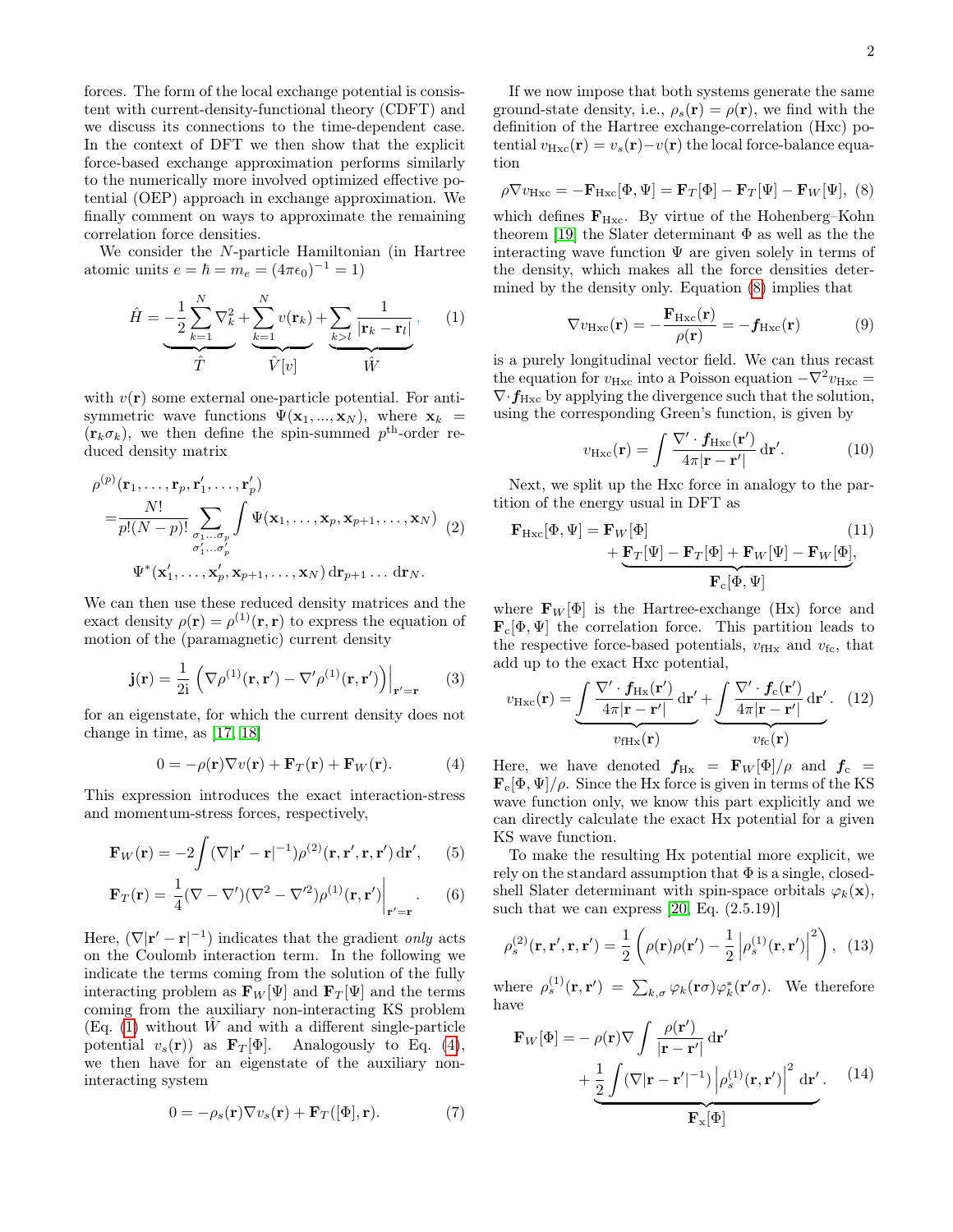forces. The form of the local exchange potential is consistent with current-density-functional theory (CDFT) and we discuss its connections to the time-dependent case. In the context of DFT we then show that the explicit force-based exchange approximation performs similarly to the numerically more involved optimized effective potential (OEP) approach in exchange approximation. We finally comment on ways to approximate the remaining correlation force densities.

We consider the $N$-particle Hamiltonian (in Hartree atomic units $e = \hbar = m_e = (4\pi\epsilon_0)^{-1} = 1$)

$$\hat{H} = \underbrace{-\frac{1}{2}\sum_{k=1}^{N}\nabla_k^2}_{\hat{T}} + \underbrace{\sum_{k=1}^{N} v(\mathbf{r}_k)}_{\hat{V}[v]} + \underbrace{\sum_{k>l}\frac{1}{|\mathbf{r}_k - \mathbf{r}_l|}}_{\hat{W}}, \quad (1)$$

with $v(\mathbf{r})$ some external one-particle potential. For antisymmetric wave functions $\Psi(\mathbf{x}_1, ..., \mathbf{x}_N)$, where $\mathbf{x}_k = (\mathbf{r}_k \sigma_k)$, we then define the spin-summed $p^{\text{th}}$-order reduced density matrix

$$\begin{aligned}
&\rho^{(p)}(\mathbf{r}_1, \ldots, \mathbf{r}_p, \mathbf{r}'_1, \ldots, \mathbf{r}'_p) \\
&= \frac{N!}{p!(N-p)!}\sum_{\substack{\sigma_1 \ldots \sigma_p \\ \sigma'_1 \ldots \sigma'_p}} \int \Psi(\mathbf{x}_1, \ldots, \mathbf{x}_p, \mathbf{x}_{p+1}, \ldots, \mathbf{x}_N) \\
&\quad \Psi^*(\mathbf{x}'_1, \ldots, \mathbf{x}'_p, \mathbf{x}_{p+1}, \ldots, \mathbf{x}_N)\, \mathrm{d}\mathbf{r}_{p+1} \ldots \mathrm{d}\mathbf{r}_N.
\end{aligned} \quad (2)$$

We can then use these reduced density matrices and the exact density $\rho(\mathbf{r}) = \rho^{(1)}(\mathbf{r}, \mathbf{r})$ to express the equation of motion of the (paramagnetic) current density

$$\mathbf{j}(\mathbf{r}) = \frac{1}{2\mathrm{i}}\left(\nabla\rho^{(1)}(\mathbf{r}, \mathbf{r}') - \nabla'\rho^{(1)}(\mathbf{r}, \mathbf{r}')\right)\Big|_{\mathbf{r}'=\mathbf{r}} \quad (3)$$

for an eigenstate, for which the current density does not change in time, as [17, 18]

$$0 = -\rho(\mathbf{r})\nabla v(\mathbf{r}) + \mathbf{F}_T(\mathbf{r}) + \mathbf{F}_W(\mathbf{r}). \quad (4)$$

This expression introduces the exact interaction-stress and momentum-stress forces, respectively,

$$\mathbf{F}_W(\mathbf{r}) = -2\int (\nabla|\mathbf{r}' - \mathbf{r}|^{-1})\rho^{(2)}(\mathbf{r}, \mathbf{r}', \mathbf{r}, \mathbf{r}')\,\mathrm{d}\mathbf{r}', \quad (5)$$

$$\mathbf{F}_T(\mathbf{r}) = \frac{1}{4}(\nabla - \nabla')(\nabla^2 - \nabla'^2)\rho^{(1)}(\mathbf{r}, \mathbf{r}')\Big|_{\mathbf{r}'=\mathbf{r}}. \quad (6)$$

Here, $(\nabla|\mathbf{r}' - \mathbf{r}|^{-1})$ indicates that the gradient *only* acts on the Coulomb interaction term. In the following we indicate the terms coming from the solution of the fully interacting problem as $\mathbf{F}_W[\Psi]$ and $\mathbf{F}_T[\Psi]$ and the terms coming from the auxiliary non-interacting KS problem (Eq. (1) without $\hat{W}$ and with a different single-particle potential $v_s(\mathbf{r})$) as $\mathbf{F}_T[\Phi]$. Analogously to Eq. (4), we then have for an eigenstate of the auxiliary non-interacting system

$$0 = -\rho_s(\mathbf{r})\nabla v_s(\mathbf{r}) + \mathbf{F}_T([\Phi], \mathbf{r}). \quad (7)$$

If we now impose that both systems generate the same ground-state density, i.e., $\rho_s(\mathbf{r}) = \rho(\mathbf{r})$, we find with the definition of the Hartree exchange-correlation (Hxc) potential $v_{\text{Hxc}}(\mathbf{r}) = v_s(\mathbf{r}) - v(\mathbf{r})$ the local force-balance equation

$$\rho\nabla v_{\text{Hxc}} = -\mathbf{F}_{\text{Hxc}}[\Phi, \Psi] = \mathbf{F}_T[\Phi] - \mathbf{F}_T[\Psi] - \mathbf{F}_W[\Psi], \quad (8)$$

which defines $\mathbf{F}_{\text{Hxc}}$. By virtue of the Hohenberg–Kohn theorem [19] the Slater determinant $\Phi$ as well as the the interacting wave function $\Psi$ are given solely in terms of the density, which makes all the force densities determined by the density only. Equation (8) implies that

$$\nabla v_{\text{Hxc}}(\mathbf{r}) = -\frac{\mathbf{F}_{\text{Hxc}}(\mathbf{r})}{\rho(\mathbf{r})} = -\boldsymbol{f}_{\text{Hxc}}(\mathbf{r}) \quad (9)$$

is a purely longitudinal vector field. We can thus recast the equation for $v_{\text{Hxc}}$ into a Poisson equation $-\nabla^2 v_{\text{Hxc}} = \nabla\cdot\boldsymbol{f}_{\text{Hxc}}$ by applying the divergence such that the solution, using the corresponding Green's function, is given by

$$v_{\text{Hxc}}(\mathbf{r}) = \int \frac{\nabla'\cdot\boldsymbol{f}_{\text{Hxc}}(\mathbf{r}')}{4\pi|\mathbf{r} - \mathbf{r}'|}\,\mathrm{d}\mathbf{r}'. \quad (10)$$

Next, we split up the Hxc force in analogy to the partition of the energy usual in DFT as

$$\begin{aligned}
\mathbf{F}_{\text{Hxc}}[\Phi, \Psi] = \mathbf{F}_W[\Phi]& \\
+ \underbrace{\mathbf{F}_T[\Psi] - \mathbf{F}_T[\Phi] + \mathbf{F}_W[\Psi] - \mathbf{F}_W[\Phi]}_{\mathbf{F}_{\text{c}}[\Phi, \Psi]}&,
\end{aligned} \quad (11)$$

where $\mathbf{F}_W[\Phi]$ is the Hartree-exchange (Hx) force and $\mathbf{F}_{\text{c}}[\Phi, \Psi]$ the correlation force. This partition leads to the respective force-based potentials, $v_{\text{fHx}}$ and $v_{\text{fc}}$, that add up to the exact Hxc potential,

$$v_{\text{Hxc}}(\mathbf{r}) = \underbrace{\int \frac{\nabla'\cdot\boldsymbol{f}_{\text{Hx}}(\mathbf{r}')}{4\pi|\mathbf{r} - \mathbf{r}'|}\,\mathrm{d}\mathbf{r}'}_{v_{\text{fHx}}(\mathbf{r})} + \underbrace{\int \frac{\nabla'\cdot\boldsymbol{f}_{\text{c}}(\mathbf{r}')}{4\pi|\mathbf{r} - \mathbf{r}'|}\,\mathrm{d}\mathbf{r}'}_{v_{\text{fc}}(\mathbf{r})}. \quad (12)$$

Here, we have denoted $\boldsymbol{f}_{\text{Hx}} = \mathbf{F}_W[\Phi]/\rho$ and $\boldsymbol{f}_{\text{c}} = \mathbf{F}_{\text{c}}[\Phi, \Psi]/\rho$. Since the Hx force is given in terms of the KS wave function only, we know this part explicitly and we can directly calculate the exact Hx potential for a given KS wave function.

To make the resulting Hx potential more explicit, we rely on the standard assumption that $\Phi$ is a single, closed-shell Slater determinant with spin-space orbitals $\varphi_k(\mathbf{x})$, such that we can express [20, Eq. (2.5.19)]

$$\rho_s^{(2)}(\mathbf{r}, \mathbf{r}', \mathbf{r}, \mathbf{r}') = \frac{1}{2}\left(\rho(\mathbf{r})\rho(\mathbf{r}') - \frac{1}{2}\left|\rho_s^{(1)}(\mathbf{r}, \mathbf{r}')\right|^2\right), \quad (13)$$

where $\rho_s^{(1)}(\mathbf{r}, \mathbf{r}') = \sum_{k,\sigma}\varphi_k(\mathbf{r}\sigma)\varphi_k^*(\mathbf{r}'\sigma)$. We therefore have

$$\begin{aligned}
\mathbf{F}_W[\Phi] = &-\rho(\mathbf{r})\nabla\int\frac{\rho(\mathbf{r}')}{|\mathbf{r} - \mathbf{r}'|}\,\mathrm{d}\mathbf{r}' \\
&+ \underbrace{\frac{1}{2}\int(\nabla|\mathbf{r} - \mathbf{r}'|^{-1})\left|\rho_s^{(1)}(\mathbf{r}, \mathbf{r}')\right|^2\,\mathrm{d}\mathbf{r}'}_{\mathbf{F}_{\text{x}}[\Phi]}.
\end{aligned} \quad (14)$$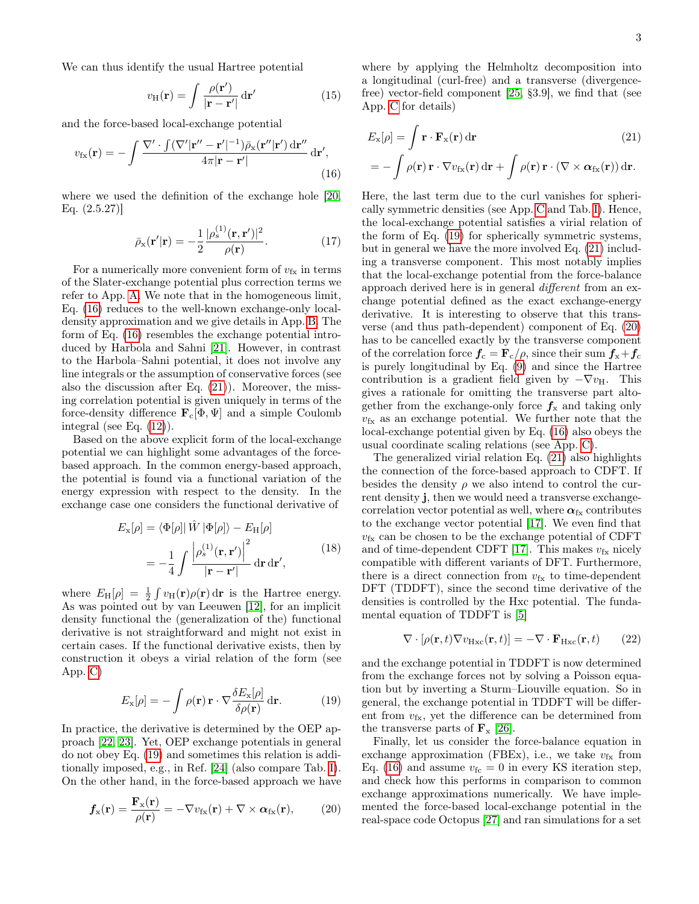We can thus identify the usual Hartree potential

$$v_{\mathrm{H}}(\mathbf{r}) = \int \frac{\rho(\mathbf{r}')}{|\mathbf{r}-\mathbf{r}'|}\,\mathrm{d}\mathbf{r}' \tag{15}$$

and the force-based local-exchange potential

$$v_{\mathrm{fx}}(\mathbf{r}) = -\int \frac{\nabla'\cdot\int(\nabla'|\mathbf{r}''-\mathbf{r}'|^{-1})\bar{\rho}_{\mathrm{x}}(\mathbf{r}''|\mathbf{r}')\,\mathrm{d}\mathbf{r}''}{4\pi|\mathbf{r}-\mathbf{r}'|}\,\mathrm{d}\mathbf{r}', \tag{16}$$

where we used the definition of the exchange hole [20, Eq. (2.5.27)]

$$\bar{\rho}_{\mathrm{x}}(\mathbf{r}'|\mathbf{r}) = -\frac{1}{2}\frac{|\rho_s^{(1)}(\mathbf{r},\mathbf{r}')|^2}{\rho(\mathbf{r})}. \tag{17}$$

For a numerically more convenient form of $v_{\mathrm{fx}}$ in terms of the Slater-exchange potential plus correction terms we refer to App. A. We note that in the homogeneous limit, Eq. (16) reduces to the well-known exchange-only local-density approximation and we give details in App. B. The form of Eq. (16) resembles the exchange potential introduced by Harbola and Sahni [21]. However, in contrast to the Harbola–Sahni potential, it does not involve any line integrals or the assumption of conservative forces (see also the discussion after Eq. (21)). Moreover, the missing correlation potential is given uniquely in terms of the force-density difference $\mathbf{F}_{\mathrm{c}}[\Phi,\Psi]$ and a simple Coulomb integral (see Eq. (12)).

Based on the above explicit form of the local-exchange potential we can highlight some advantages of the force-based approach. In the common energy-based approach, the potential is found via a functional variation of the energy expression with respect to the density. In the exchange case one considers the functional derivative of

$$\begin{aligned}
E_{\mathrm{x}}[\rho] &= \langle\Phi[\rho]|\,\hat{W}\,|\Phi[\rho]\rangle - E_{\mathrm{H}}[\rho] \\
&= -\frac{1}{4}\int \frac{\left|\rho_s^{(1)}(\mathbf{r},\mathbf{r}')\right|^2}{|\mathbf{r}-\mathbf{r}'|}\,\mathrm{d}\mathbf{r}\,\mathrm{d}\mathbf{r}',
\end{aligned} \tag{18}$$

where $E_{\mathrm{H}}[\rho] = \frac{1}{2}\int v_{\mathrm{H}}(\mathbf{r})\rho(\mathbf{r})\,\mathrm{d}\mathbf{r}$ is the Hartree energy. As was pointed out by van Leeuwen [12], for an implicit density functional the (generalization of the) functional derivative is not straightforward and might not exist in certain cases. If the functional derivative exists, then by construction it obeys a virial relation of the form (see App. C)

$$E_{\mathrm{x}}[\rho] = -\int \rho(\mathbf{r})\,\mathbf{r}\cdot\nabla\frac{\delta E_{\mathrm{x}}[\rho]}{\delta\rho(\mathbf{r})}\,\mathrm{d}\mathbf{r}. \tag{19}$$

In practice, the derivative is determined by the OEP approach [22, 23]. Yet, OEP exchange potentials in general do not obey Eq. (19) and sometimes this relation is additionally imposed, e.g., in Ref. [24] (also compare Tab. I). On the other hand, in the force-based approach we have

$$\boldsymbol{f}_{\mathrm{x}}(\mathbf{r}) = \frac{\mathbf{F}_{\mathrm{x}}(\mathbf{r})}{\rho(\mathbf{r})} = -\nabla v_{\mathrm{fx}}(\mathbf{r}) + \nabla\times\boldsymbol{\alpha}_{\mathrm{fx}}(\mathbf{r}), \tag{20}$$

where by applying the Helmholtz decomposition into a longitudinal (curl-free) and a transverse (divergence-free) vector-field component [25, §3.9], we find that (see App. C for details)

$$\begin{aligned}
E_{\mathrm{x}}[\rho] &= \int \mathbf{r}\cdot\mathbf{F}_{\mathrm{x}}(\mathbf{r})\,\mathrm{d}\mathbf{r} \\
&= -\int \rho(\mathbf{r})\,\mathbf{r}\cdot\nabla v_{\mathrm{fx}}(\mathbf{r})\,\mathrm{d}\mathbf{r} + \int \rho(\mathbf{r})\,\mathbf{r}\cdot(\nabla\times\boldsymbol{\alpha}_{\mathrm{fx}}(\mathbf{r}))\,\mathrm{d}\mathbf{r}.
\end{aligned} \tag{21}$$

Here, the last term due to the curl vanishes for spherically symmetric densities (see App. C and Tab. I). Hence, the local-exchange potential satisfies a virial relation of the form of Eq. (19) for spherically symmetric systems, but in general we have the more involved Eq. (21) including a transverse component. This most notably implies that the local-exchange potential from the force-balance approach derived here is in general *different* from an exchange potential defined as the exact exchange-energy derivative. It is interesting to observe that this transverse (and thus path-dependent) component of Eq. (20) has to be cancelled exactly by the transverse component of the correlation force $\boldsymbol{f}_{\mathrm{c}} = \mathbf{F}_{\mathrm{c}}/\rho$, since their sum $\boldsymbol{f}_{\mathrm{x}}+\boldsymbol{f}_{\mathrm{c}}$ is purely longitudinal by Eq. (9) and since the Hartree contribution is a gradient field given by $-\nabla v_{\mathrm{H}}$. This gives a rationale for omitting the transverse part altogether from the exchange-only force $\boldsymbol{f}_{\mathrm{x}}$ and taking only $v_{\mathrm{fx}}$ as an exchange potential. We further note that the local-exchange potential given by Eq. (16) also obeys the usual coordinate scaling relations (see App. C).

The generalized virial relation Eq. (21) also highlights the connection of the force-based approach to CDFT. If besides the density $\rho$ we also intend to control the current density $\mathbf{j}$, then we would need a transverse exchange-correlation vector potential as well, where $\boldsymbol{\alpha}_{\mathrm{fx}}$ contributes to the exchange vector potential [17]. We even find that $v_{\mathrm{fx}}$ can be chosen to be the exchange potential of CDFT and of time-dependent CDFT [17]. This makes $v_{\mathrm{fx}}$ nicely compatible with different variants of DFT. Furthermore, there is a direct connection from $v_{\mathrm{fx}}$ to time-dependent DFT (TDDFT), since the second time derivative of the densities is controlled by the Hxc potential. The fundamental equation of TDDFT is [5]

$$\nabla\cdot[\rho(\mathbf{r},t)\nabla v_{\mathrm{Hxc}}(\mathbf{r},t)] = -\nabla\cdot\mathbf{F}_{\mathrm{Hxc}}(\mathbf{r},t) \tag{22}$$

and the exchange potential in TDDFT is now determined from the exchange forces not by solving a Poisson equation but by inverting a Sturm–Liouville equation. So in general, the exchange potential in TDDFT will be different from $v_{\mathrm{fx}}$, yet the difference can be determined from the transverse parts of $\mathbf{F}_{\mathrm{x}}$ [26].

Finally, let us consider the force-balance equation in exchange approximation (FBEx), i.e., we take $v_{\mathrm{fx}}$ from Eq. (16) and assume $v_{\mathrm{fc}} = 0$ in every KS iteration step, and check how this performs in comparison to common exchange approximations numerically. We have implemented the force-based local-exchange potential in the real-space code Octopus [27] and ran simulations for a set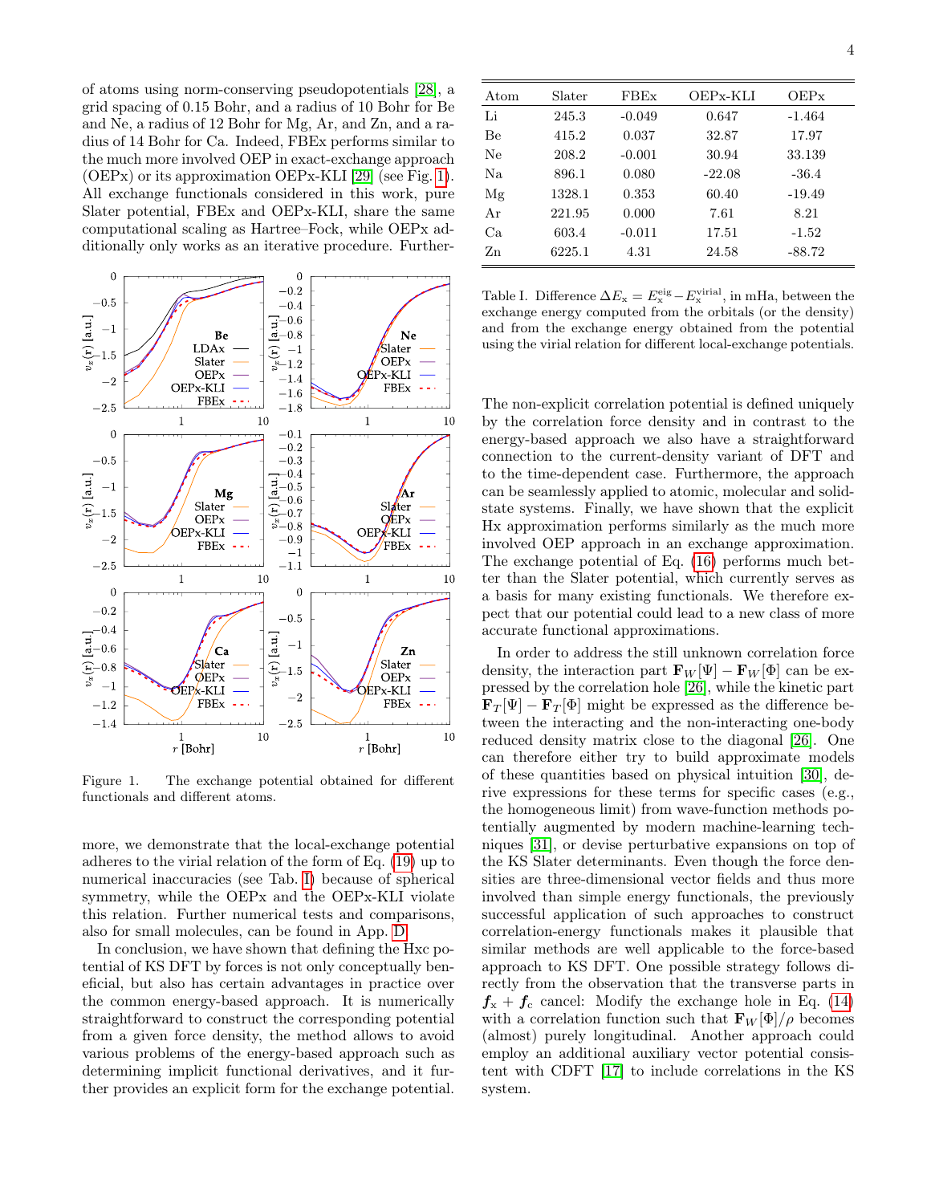of atoms using norm-conserving pseudopotentials [28], a grid spacing of 0.15 Bohr, and a radius of 10 Bohr for Be and Ne, a radius of 12 Bohr for Mg, Ar, and Zn, and a radius of 14 Bohr for Ca. Indeed, FBEx performs similar to the much more involved OEP in exact-exchange approach (OEPx) or its approximation OEPx-KLI [29] (see Fig. 1). All exchange functionals considered in this work, pure Slater potential, FBEx and OEPx-KLI, share the same computational scaling as Hartree–Fock, while OEPx additionally only works as an iterative procedure. Furthermore, we demonstrate that the local-exchange potential adheres to the virial relation of the form of Eq. (19) up to numerical inaccuracies (see Tab. I) because of spherical symmetry, while the OEPx and the OEPx-KLI violate this relation. Further numerical tests and comparisons, also for small molecules, can be found in App. D.

Figure 1. The exchange potential obtained for different functionals and different atoms.

In conclusion, we have shown that defining the Hxc potential of KS DFT by forces is not only conceptually beneficial, but also has certain advantages in practice over the common energy-based approach. It is numerically straightforward to construct the corresponding potential from a given force density, the method allows to avoid various problems of the energy-based approach such as determining implicit functional derivatives, and it further provides an explicit form for the exchange potential.

| Atom | Slater | FBEx | OEPx-KLI | OEPx |
|---|---|---|---|---|
| Li | 245.3 | -0.049 | 0.647 | -1.464 |
| Be | 415.2 | 0.037 | 32.87 | 17.97 |
| Ne | 208.2 | -0.001 | 30.94 | 33.139 |
| Na | 896.1 | 0.080 | -22.08 | -36.4 |
| Mg | 1328.1 | 0.353 | 60.40 | -19.49 |
| Ar | 221.95 | 0.000 | 7.61 | 8.21 |
| Ca | 603.4 | -0.011 | 17.51 | -1.52 |
| Zn | 6225.1 | 4.31 | 24.58 | -88.72 |

Table I. Difference $\Delta E_{\rm x} = E_{\rm x}^{\rm eig} - E_{\rm x}^{\rm virial}$, in mHa, between the exchange energy computed from the orbitals (or the density) and from the exchange energy obtained from the potential using the virial relation for different local-exchange potentials.

The non-explicit correlation potential is defined uniquely by the correlation force density and in contrast to the energy-based approach we also have a straightforward connection to the current-density variant of DFT and to the time-dependent case. Furthermore, the approach can be seamlessly applied to atomic, molecular and solid-state systems. Finally, we have shown that the explicit Hx approximation performs similarly as the much more involved OEP approach in an exchange approximation. The exchange potential of Eq. (16) performs much better than the Slater potential, which currently serves as a basis for many existing functionals. We therefore expect that our potential could lead to a new class of more accurate functional approximations.

In order to address the still unknown correlation force density, the interaction part $\mathbf{F}_W[\Psi] - \mathbf{F}_W[\Phi]$ can be expressed by the correlation hole [26], while the kinetic part $\mathbf{F}_T[\Psi] - \mathbf{F}_T[\Phi]$ might be expressed as the difference between the interacting and the non-interacting one-body reduced density matrix close to the diagonal [26]. One can therefore either try to build approximate models of these quantities based on physical intuition [30], derive expressions for these terms for specific cases (e.g., the homogeneous limit) from wave-function methods potentially augmented by modern machine-learning techniques [31], or devise perturbative expansions on top of the KS Slater determinants. Even though the force densities are three-dimensional vector fields and thus more involved than simple energy functionals, the previously successful application of such approaches to construct correlation-energy functionals makes it plausible that similar methods are well applicable to the force-based approach to KS DFT. One possible strategy follows directly from the observation that the transverse parts in $\boldsymbol{f}_{\rm x} + \boldsymbol{f}_{\rm c}$ cancel: Modify the exchange hole in Eq. (14) with a correlation function such that $\mathbf{F}_W[\Phi]/\rho$ becomes (almost) purely longitudinal. Another approach could employ an additional auxiliary vector potential consistent with CDFT [17] to include correlations in the KS system.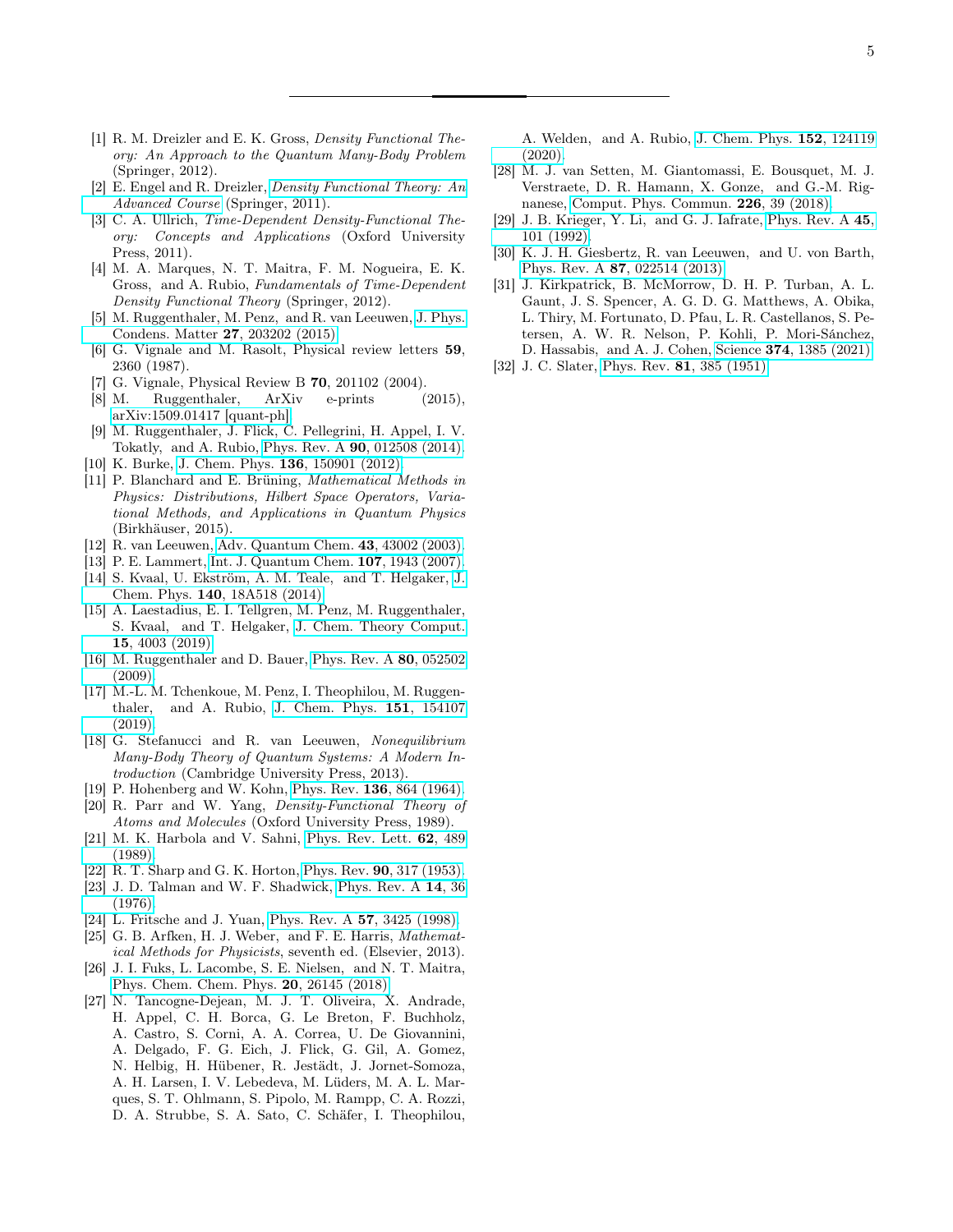[1] R. M. Dreizler and E. K. Gross, *Density Functional Theory: An Approach to the Quantum Many-Body Problem* (Springer, 2012).

[2] E. Engel and R. Dreizler, *Density Functional Theory: An Advanced Course* (Springer, 2011).

[3] C. A. Ullrich, *Time-Dependent Density-Functional Theory: Concepts and Applications* (Oxford University Press, 2011).

[4] M. A. Marques, N. T. Maitra, F. M. Nogueira, E. K. Gross, and A. Rubio, *Fundamentals of Time-Dependent Density Functional Theory* (Springer, 2012).

[5] M. Ruggenthaler, M. Penz, and R. van Leeuwen, J. Phys. Condens. Matter **27**, 203202 (2015).

[6] G. Vignale and M. Rasolt, Physical review letters **59**, 2360 (1987).

[7] G. Vignale, Physical Review B **70**, 201102 (2004).

[8] M. Ruggenthaler, ArXiv e-prints (2015), arXiv:1509.01417 [quant-ph].

[9] M. Ruggenthaler, J. Flick, C. Pellegrini, H. Appel, I. V. Tokatly, and A. Rubio, Phys. Rev. A **90**, 012508 (2014).

[10] K. Burke, J. Chem. Phys. **136**, 150901 (2012).

[11] P. Blanchard and E. Brüning, *Mathematical Methods in Physics: Distributions, Hilbert Space Operators, Variational Methods, and Applications in Quantum Physics* (Birkhäuser, 2015).

[12] R. van Leeuwen, Adv. Quantum Chem. **43**, 43002 (2003).

[13] P. E. Lammert, Int. J. Quantum Chem. **107**, 1943 (2007).

[14] S. Kvaal, U. Ekström, A. M. Teale, and T. Helgaker, J. Chem. Phys. **140**, 18A518 (2014).

[15] A. Laestadius, E. I. Tellgren, M. Penz, M. Ruggenthaler, S. Kvaal, and T. Helgaker, J. Chem. Theory Comput. **15**, 4003 (2019).

[16] M. Ruggenthaler and D. Bauer, Phys. Rev. A **80**, 052502 (2009).

[17] M.-L. M. Tchenkoue, M. Penz, I. Theophilou, M. Ruggenthaler, and A. Rubio, J. Chem. Phys. **151**, 154107 (2019).

[18] G. Stefanucci and R. van Leeuwen, *Nonequilibrium Many-Body Theory of Quantum Systems: A Modern Introduction* (Cambridge University Press, 2013).

[19] P. Hohenberg and W. Kohn, Phys. Rev. **136**, 864 (1964).

[20] R. Parr and W. Yang, *Density-Functional Theory of Atoms and Molecules* (Oxford University Press, 1989).

[21] M. K. Harbola and V. Sahni, Phys. Rev. Lett. **62**, 489 (1989).

[22] R. T. Sharp and G. K. Horton, Phys. Rev. **90**, 317 (1953).

[23] J. D. Talman and W. F. Shadwick, Phys. Rev. A **14**, 36 (1976).

[24] L. Fritsche and J. Yuan, Phys. Rev. A **57**, 3425 (1998).

[25] G. B. Arfken, H. J. Weber, and F. E. Harris, *Mathematical Methods for Physicists*, seventh ed. (Elsevier, 2013).

[26] J. I. Fuks, L. Lacombe, S. E. Nielsen, and N. T. Maitra, Phys. Chem. Chem. Phys. **20**, 26145 (2018).

[27] N. Tancogne-Dejean, M. J. T. Oliveira, X. Andrade, H. Appel, C. H. Borca, G. Le Breton, F. Buchholz, A. Castro, S. Corni, A. A. Correa, U. De Giovannini, A. Delgado, F. G. Eich, J. Flick, G. Gil, A. Gomez, N. Helbig, H. Hübener, R. Jestädt, J. Jornet-Somoza, A. H. Larsen, I. V. Lebedeva, M. Lüders, M. A. L. Marques, S. T. Ohlmann, S. Pipolo, M. Rampp, C. A. Rozzi, D. A. Strubbe, S. A. Sato, C. Schäfer, I. Theophilou, A. Welden, and A. Rubio, J. Chem. Phys. **152**, 124119 (2020).

[28] M. J. van Setten, M. Giantomassi, E. Bousquet, M. J. Verstraete, D. R. Hamann, X. Gonze, and G.-M. Rignanese, Comput. Phys. Commun. **226**, 39 (2018).

[29] J. B. Krieger, Y. Li, and G. J. Iafrate, Phys. Rev. A **45**, 101 (1992).

[30] K. J. H. Giesbertz, R. van Leeuwen, and U. von Barth, Phys. Rev. A **87**, 022514 (2013).

[31] J. Kirkpatrick, B. McMorrow, D. H. P. Turban, A. L. Gaunt, J. S. Spencer, A. G. D. G. Matthews, A. Obika, L. Thiry, M. Fortunato, D. Pfau, L. R. Castellanos, S. Petersen, A. W. R. Nelson, P. Kohli, P. Mori-Sánchez, D. Hassabis, and A. J. Cohen, Science **374**, 1385 (2021).

[32] J. C. Slater, Phys. Rev. **81**, 385 (1951).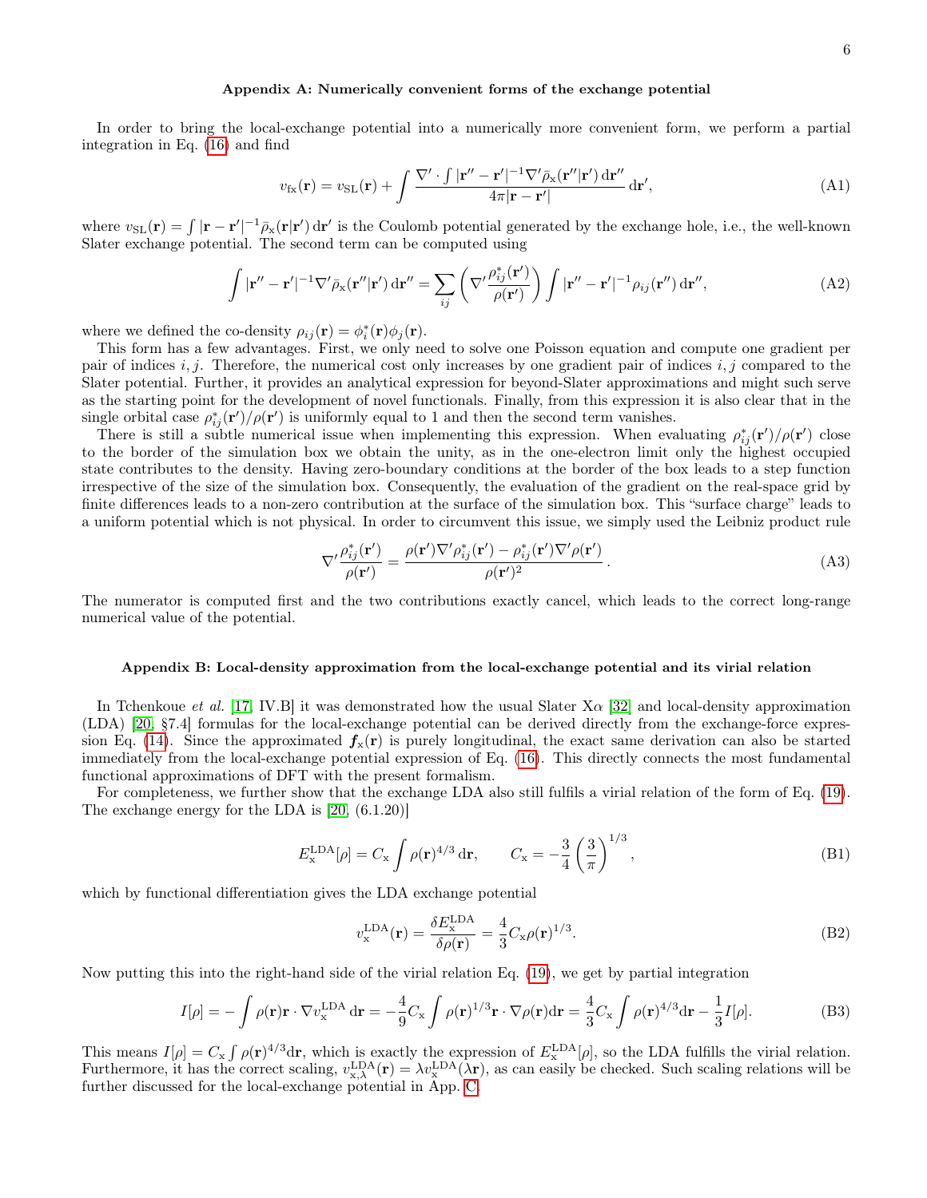### Appendix A: Numerically convenient forms of the exchange potential

In order to bring the local-exchange potential into a numerically more convenient form, we perform a partial integration in Eq. (16) and find

$$v_{\rm fx}(\mathbf{r}) = v_{\rm SL}(\mathbf{r}) + \int \frac{\nabla' \cdot \int |\mathbf{r}'' - \mathbf{r}'|^{-1} \nabla' \bar{\rho}_{\rm x}(\mathbf{r}''|\mathbf{r}')\,\mathrm{d}\mathbf{r}''}{4\pi|\mathbf{r}-\mathbf{r}'|}\,\mathrm{d}\mathbf{r}', \tag{A1}$$

where $v_{\rm SL}(\mathbf{r}) = \int |\mathbf{r}-\mathbf{r}'|^{-1}\bar{\rho}_{\rm x}(\mathbf{r}|\mathbf{r}')\,\mathrm{d}\mathbf{r}'$ is the Coulomb potential generated by the exchange hole, i.e., the well-known Slater exchange potential. The second term can be computed using

$$\int |\mathbf{r}'' - \mathbf{r}'|^{-1} \nabla' \bar{\rho}_{\rm x}(\mathbf{r}''|\mathbf{r}')\,\mathrm{d}\mathbf{r}'' = \sum_{ij}\left(\nabla' \frac{\rho^*_{ij}(\mathbf{r}')}{\rho(\mathbf{r}')}\right) \int |\mathbf{r}'' - \mathbf{r}'|^{-1} \rho_{ij}(\mathbf{r}'')\,\mathrm{d}\mathbf{r}'', \tag{A2}$$

where we defined the co-density $\rho_{ij}(\mathbf{r}) = \phi^*_i(\mathbf{r})\phi_j(\mathbf{r})$.

This form has a few advantages. First, we only need to solve one Poisson equation and compute one gradient per pair of indices $i,j$. Therefore, the numerical cost only increases by one gradient pair of indices $i,j$ compared to the Slater potential. Further, it provides an analytical expression for beyond-Slater approximations and might such serve as the starting point for the development of novel functionals. Finally, from this expression it is also clear that in the single orbital case $\rho^*_{ij}(\mathbf{r}')/\rho(\mathbf{r}')$ is uniformly equal to 1 and then the second term vanishes.

There is still a subtle numerical issue when implementing this expression. When evaluating $\rho^*_{ij}(\mathbf{r}')/\rho(\mathbf{r}')$ close to the border of the simulation box we obtain the unity, as in the one-electron limit only the highest occupied state contributes to the density. Having zero-boundary conditions at the border of the box leads to a step function irrespective of the size of the simulation box. Consequently, the evaluation of the gradient on the real-space grid by finite differences leads to a non-zero contribution at the surface of the simulation box. This "surface charge" leads to a uniform potential which is not physical. In order to circumvent this issue, we simply used the Leibniz product rule

$$\nabla' \frac{\rho^*_{ij}(\mathbf{r}')}{\rho(\mathbf{r}')} = \frac{\rho(\mathbf{r}')\nabla'\rho^*_{ij}(\mathbf{r}') - \rho^*_{ij}(\mathbf{r}')\nabla'\rho(\mathbf{r}')}{\rho(\mathbf{r}')^2}\,. \tag{A3}$$

The numerator is computed first and the two contributions exactly cancel, which leads to the correct long-range numerical value of the potential.

### Appendix B: Local-density approximation from the local-exchange potential and its virial relation

In Tchenkoue *et al.* [17, IV.B] it was demonstrated how the usual Slater X$\alpha$ [32] and local-density approximation (LDA) [20, §7.4] formulas for the local-exchange potential can be derived directly from the exchange-force expression Eq. (14). Since the approximated $\boldsymbol{f}_{\rm x}(\mathbf{r})$ is purely longitudinal, the exact same derivation can also be started immediately from the local-exchange potential expression of Eq. (16). This directly connects the most fundamental functional approximations of DFT with the present formalism.

For completeness, we further show that the exchange LDA also still fulfils a virial relation of the form of Eq. (19). The exchange energy for the LDA is [20, (6.1.20)]

$$E_{\rm x}^{\rm LDA}[\rho] = C_{\rm x}\int \rho(\mathbf{r})^{4/3}\,\mathrm{d}\mathbf{r}, \qquad C_{\rm x} = -\frac{3}{4}\left(\frac{3}{\pi}\right)^{1/3}, \tag{B1}$$

which by functional differentiation gives the LDA exchange potential

$$v_{\rm x}^{\rm LDA}(\mathbf{r}) = \frac{\delta E_{\rm x}^{\rm LDA}}{\delta \rho(\mathbf{r})} = \frac{4}{3}C_{\rm x}\rho(\mathbf{r})^{1/3}. \tag{B2}$$

Now putting this into the right-hand side of the virial relation Eq. (19), we get by partial integration

$$I[\rho] = -\int \rho(\mathbf{r})\mathbf{r}\cdot\nabla v_{\rm x}^{\rm LDA}\,\mathrm{d}\mathbf{r} = -\frac{4}{9}C_{\rm x}\int \rho(\mathbf{r})^{1/3}\mathbf{r}\cdot\nabla\rho(\mathbf{r})\mathrm{d}\mathbf{r} = \frac{4}{3}C_{\rm x}\int \rho(\mathbf{r})^{4/3}\mathrm{d}\mathbf{r} - \frac{1}{3}I[\rho]. \tag{B3}$$

This means $I[\rho] = C_{\rm x}\int \rho(\mathbf{r})^{4/3}\mathrm{d}\mathbf{r}$, which is exactly the expression of $E_{\rm x}^{\rm LDA}[\rho]$, so the LDA fulfills the virial relation. Furthermore, it has the correct scaling, $v_{{\rm x},\lambda}^{\rm LDA}(\mathbf{r}) = \lambda v_{\rm x}^{\rm LDA}(\lambda\mathbf{r})$, as can easily be checked. Such scaling relations will be further discussed for the local-exchange potential in App. C.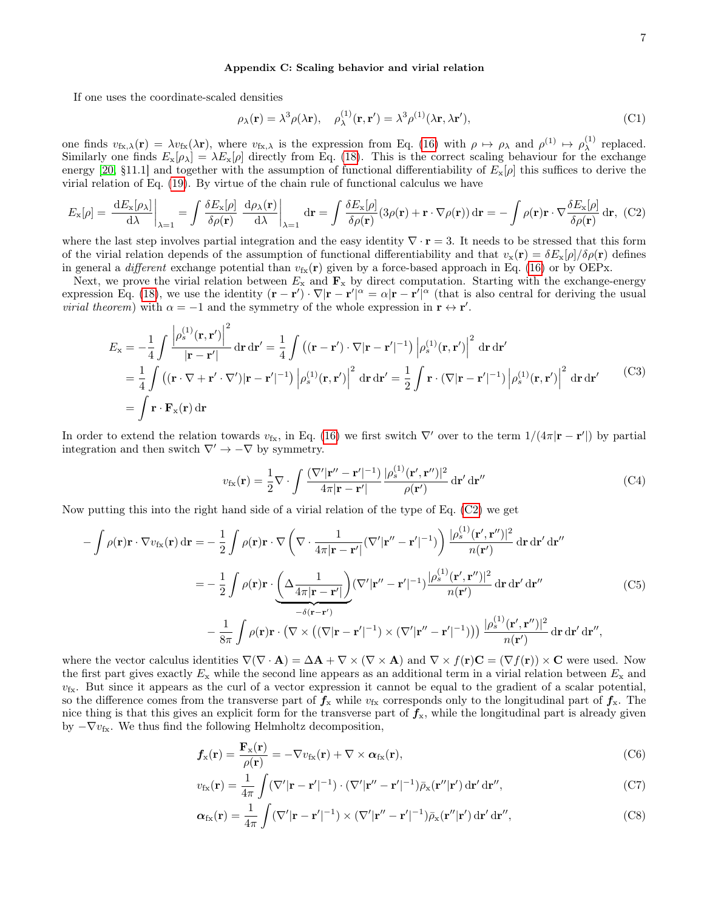### Appendix C: Scaling behavior and virial relation

If one uses the coordinate-scaled densities

$$\rho_\lambda(\mathbf{r}) = \lambda^3\rho(\lambda\mathbf{r}), \quad \rho^{(1)}_\lambda(\mathbf{r},\mathbf{r}') = \lambda^3\rho^{(1)}(\lambda\mathbf{r},\lambda\mathbf{r}'), \tag{C1}$$

one finds $v_{\mathrm{fx},\lambda}(\mathbf{r}) = \lambda v_{\mathrm{fx}}(\lambda\mathbf{r})$, where $v_{\mathrm{fx},\lambda}$ is the expression from Eq. (16) with $\rho \mapsto \rho_\lambda$ and $\rho^{(1)} \mapsto \rho^{(1)}_\lambda$ replaced. Similarly one finds $E_\mathrm{x}[\rho_\lambda] = \lambda E_\mathrm{x}[\rho]$ directly from Eq. (18). This is the correct scaling behaviour for the exchange energy [20, §11.1] and together with the assumption of functional differentiability of $E_\mathrm{x}[\rho]$ this suffices to derive the virial relation of Eq. (19). By virtue of the chain rule of functional calculus we have

$$E_\mathrm{x}[\rho] = \left.\frac{\mathrm{d}E_\mathrm{x}[\rho_\lambda]}{\mathrm{d}\lambda}\right|_{\lambda=1} = \int \frac{\delta E_\mathrm{x}[\rho]}{\delta\rho(\mathbf{r})}\left.\frac{\mathrm{d}\rho_\lambda(\mathbf{r})}{\mathrm{d}\lambda}\right|_{\lambda=1}\mathrm{d}\mathbf{r} = \int \frac{\delta E_\mathrm{x}[\rho]}{\delta\rho(\mathbf{r})}(3\rho(\mathbf{r}) + \mathbf{r}\cdot\nabla\rho(\mathbf{r}))\,\mathrm{d}\mathbf{r} = -\int \rho(\mathbf{r})\mathbf{r}\cdot\nabla\frac{\delta E_\mathrm{x}[\rho]}{\delta\rho(\mathbf{r})}\,\mathrm{d}\mathbf{r}, \tag{C2}$$

where the last step involves partial integration and the easy identity $\nabla\cdot\mathbf{r} = 3$. It needs to be stressed that this form of the virial relation depends of the assumption of functional differentiability and that $v_\mathrm{x}(\mathbf{r}) = \delta E_\mathrm{x}[\rho]/\delta\rho(\mathbf{r})$ defines in general a *different* exchange potential than $v_{\mathrm{fx}}(\mathbf{r})$ given by a force-based approach in Eq. (16) or by OEPx.

Next, we prove the virial relation between $E_\mathrm{x}$ and $\mathbf{F}_\mathrm{x}$ by direct computation. Starting with the exchange-energy expression Eq. (18), we use the identity $(\mathbf{r}-\mathbf{r}')\cdot\nabla|\mathbf{r}-\mathbf{r}'|^\alpha = \alpha|\mathbf{r}-\mathbf{r}'|^\alpha$ (that is also central for deriving the usual *virial theorem*) with $\alpha = -1$ and the symmetry of the whole expression in $\mathbf{r}\leftrightarrow\mathbf{r}'$.

$$\begin{aligned}
E_\mathrm{x} &= -\frac{1}{4}\int \frac{\left|\rho^{(1)}_s(\mathbf{r},\mathbf{r}')\right|^2}{|\mathbf{r}-\mathbf{r}'|}\,\mathrm{d}\mathbf{r}\,\mathrm{d}\mathbf{r}' = \frac{1}{4}\int \left((\mathbf{r}-\mathbf{r}')\cdot\nabla|\mathbf{r}-\mathbf{r}'|^{-1}\right)\left|\rho^{(1)}_s(\mathbf{r},\mathbf{r}')\right|^2\mathrm{d}\mathbf{r}\,\mathrm{d}\mathbf{r}' \\
&= \frac{1}{4}\int \left((\mathbf{r}\cdot\nabla + \mathbf{r}'\cdot\nabla')|\mathbf{r}-\mathbf{r}'|^{-1}\right)\left|\rho^{(1)}_s(\mathbf{r},\mathbf{r}')\right|^2\mathrm{d}\mathbf{r}\,\mathrm{d}\mathbf{r}' = \frac{1}{2}\int \mathbf{r}\cdot\left(\nabla|\mathbf{r}-\mathbf{r}'|^{-1}\right)\left|\rho^{(1)}_s(\mathbf{r},\mathbf{r}')\right|^2\mathrm{d}\mathbf{r}\,\mathrm{d}\mathbf{r}' \\
&= \int \mathbf{r}\cdot\mathbf{F}_\mathrm{x}(\mathbf{r})\,\mathrm{d}\mathbf{r}
\end{aligned} \tag{C3}$$

In order to extend the relation towards $v_{\mathrm{fx}}$, in Eq. (16) we first switch $\nabla'$ over to the term $1/(4\pi|\mathbf{r}-\mathbf{r}'|)$ by partial integration and then switch $\nabla' \to -\nabla$ by symmetry.

$$v_{\mathrm{fx}}(\mathbf{r}) = \frac{1}{2}\nabla\cdot\int \frac{(\nabla'|\mathbf{r}''-\mathbf{r}'|^{-1})}{4\pi|\mathbf{r}-\mathbf{r}'|}\frac{|\rho^{(1)}_s(\mathbf{r}',\mathbf{r}'')|^2}{\rho(\mathbf{r}')}\,\mathrm{d}\mathbf{r}'\,\mathrm{d}\mathbf{r}'' \tag{C4}$$

Now putting this into the right hand side of a virial relation of the type of Eq. (C2) we get

$$\begin{aligned}
-\int \rho(\mathbf{r})\mathbf{r}\cdot\nabla v_{\mathrm{fx}}(\mathbf{r})\,\mathrm{d}\mathbf{r} &= -\frac{1}{2}\int \rho(\mathbf{r})\mathbf{r}\cdot\nabla\left(\nabla\cdot\frac{1}{4\pi|\mathbf{r}-\mathbf{r}'|}(\nabla'|\mathbf{r}''-\mathbf{r}'|^{-1})\right)\frac{|\rho^{(1)}_s(\mathbf{r}',\mathbf{r}'')|^2}{n(\mathbf{r}')}\,\mathrm{d}\mathbf{r}\,\mathrm{d}\mathbf{r}'\,\mathrm{d}\mathbf{r}'' \\
&= -\frac{1}{2}\int \rho(\mathbf{r})\mathbf{r}\cdot\underbrace{\left(\Delta\frac{1}{4\pi|\mathbf{r}-\mathbf{r}'|}\right)}_{-\delta(\mathbf{r}-\mathbf{r}')}(\nabla'|\mathbf{r}''-\mathbf{r}'|^{-1})\frac{|\rho^{(1)}_s(\mathbf{r}',\mathbf{r}'')|^2}{n(\mathbf{r}')}\,\mathrm{d}\mathbf{r}\,\mathrm{d}\mathbf{r}'\,\mathrm{d}\mathbf{r}'' \\
&\quad -\frac{1}{8\pi}\int \rho(\mathbf{r})\mathbf{r}\cdot\left(\nabla\times\left((\nabla|\mathbf{r}-\mathbf{r}'|^{-1})\times(\nabla'|\mathbf{r}''-\mathbf{r}'|^{-1})\right)\right)\frac{|\rho^{(1)}_s(\mathbf{r}',\mathbf{r}'')|^2}{n(\mathbf{r}')}\,\mathrm{d}\mathbf{r}\,\mathrm{d}\mathbf{r}'\,\mathrm{d}\mathbf{r}'',
\end{aligned} \tag{C5}$$

where the vector calculus identities $\nabla(\nabla\cdot\mathbf{A}) = \Delta\mathbf{A} + \nabla\times(\nabla\times\mathbf{A})$ and $\nabla\times f(\mathbf{r})\mathbf{C} = (\nabla f(\mathbf{r}))\times\mathbf{C}$ were used. Now the first part gives exactly $E_\mathrm{x}$ while the second line appears as an additional term in a virial relation between $E_\mathrm{x}$ and $v_{\mathrm{fx}}$. But since it appears as the curl of a vector expression it cannot be equal to the gradient of a scalar potential, so the difference comes from the transverse part of $\boldsymbol{f}_\mathrm{x}$ while $v_{\mathrm{fx}}$ corresponds only to the longitudinal part of $\boldsymbol{f}_\mathrm{x}$. The nice thing is that this gives an explicit form for the transverse part of $\boldsymbol{f}_\mathrm{x}$, while the longitudinal part is already given by $-\nabla v_{\mathrm{fx}}$. We thus find the following Helmholtz decomposition,

$$\boldsymbol{f}_\mathrm{x}(\mathbf{r}) = \frac{\mathbf{F}_\mathrm{x}(\mathbf{r})}{\rho(\mathbf{r})} = -\nabla v_{\mathrm{fx}}(\mathbf{r}) + \nabla\times\boldsymbol{\alpha}_{\mathrm{fx}}(\mathbf{r}), \tag{C6}$$

$$v_{\mathrm{fx}}(\mathbf{r}) = \frac{1}{4\pi}\int (\nabla'|\mathbf{r}-\mathbf{r}'|^{-1})\cdot(\nabla'|\mathbf{r}''-\mathbf{r}'|^{-1})\bar{\rho}_\mathrm{x}(\mathbf{r}''|\mathbf{r}')\,\mathrm{d}\mathbf{r}'\,\mathrm{d}\mathbf{r}'', \tag{C7}$$

$$\boldsymbol{\alpha}_{\mathrm{fx}}(\mathbf{r}) = \frac{1}{4\pi}\int (\nabla'|\mathbf{r}-\mathbf{r}'|^{-1})\times(\nabla'|\mathbf{r}''-\mathbf{r}'|^{-1})\bar{\rho}_\mathrm{x}(\mathbf{r}''|\mathbf{r}')\,\mathrm{d}\mathbf{r}'\,\mathrm{d}\mathbf{r}'', \tag{C8}$$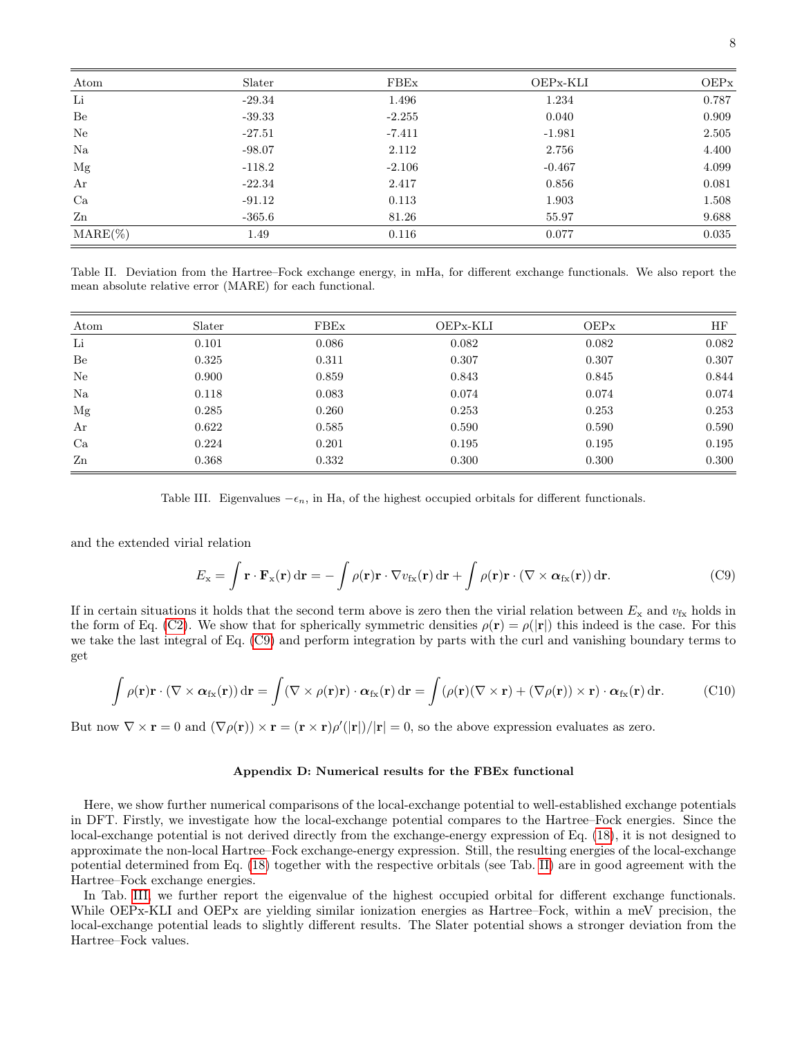| Atom | Slater | FBEx | OEPx-KLI | OEPx |
|---|---|---|---|---|
| Li | -29.34 | 1.496 | 1.234 | 0.787 |
| Be | -39.33 | -2.255 | 0.040 | 0.909 |
| Ne | -27.51 | -7.411 | -1.981 | 2.505 |
| Na | -98.07 | 2.112 | 2.756 | 4.400 |
| Mg | -118.2 | -2.106 | -0.467 | 4.099 |
| Ar | -22.34 | 2.417 | 0.856 | 0.081 |
| Ca | -91.12 | 0.113 | 1.903 | 1.508 |
| Zn | -365.6 | 81.26 | 55.97 | 9.688 |
| MARE(%) | 1.49 | 0.116 | 0.077 | 0.035 |

Table II. Deviation from the Hartree–Fock exchange energy, in mHa, for different exchange functionals. We also report the mean absolute relative error (MARE) for each functional.

| Atom | Slater | FBEx | OEPx-KLI | OEPx | HF |
|---|---|---|---|---|---|
| Li | 0.101 | 0.086 | 0.082 | 0.082 | 0.082 |
| Be | 0.325 | 0.311 | 0.307 | 0.307 | 0.307 |
| Ne | 0.900 | 0.859 | 0.843 | 0.845 | 0.844 |
| Na | 0.118 | 0.083 | 0.074 | 0.074 | 0.074 |
| Mg | 0.285 | 0.260 | 0.253 | 0.253 | 0.253 |
| Ar | 0.622 | 0.585 | 0.590 | 0.590 | 0.590 |
| Ca | 0.224 | 0.201 | 0.195 | 0.195 | 0.195 |
| Zn | 0.368 | 0.332 | 0.300 | 0.300 | 0.300 |

Table III. Eigenvalues $-\epsilon_n$, in Ha, of the highest occupied orbitals for different functionals.

and the extended virial relation

$$E_{\rm x} = \int \mathbf{r} \cdot \mathbf{F}_{\rm x}(\mathbf{r})\, \mathrm{d}\mathbf{r} = -\int \rho(\mathbf{r}) \mathbf{r} \cdot \nabla v_{\rm fx}(\mathbf{r})\, \mathrm{d}\mathbf{r} + \int \rho(\mathbf{r}) \mathbf{r} \cdot (\nabla \times \boldsymbol{\alpha}_{\rm fx}(\mathbf{r}))\, \mathrm{d}\mathbf{r}. \tag{C9}$$

If in certain situations it holds that the second term above is zero then the virial relation between $E_{\rm x}$ and $v_{\rm fx}$ holds in the form of Eq. (C2). We show that for spherically symmetric densities $\rho(\mathbf{r}) = \rho(|\mathbf{r}|)$ this indeed is the case. For this we take the last integral of Eq. (C9) and perform integration by parts with the curl and vanishing boundary terms to get

$$\int \rho(\mathbf{r}) \mathbf{r} \cdot (\nabla \times \boldsymbol{\alpha}_{\rm fx}(\mathbf{r}))\, \mathrm{d}\mathbf{r} = \int (\nabla \times \rho(\mathbf{r}) \mathbf{r}) \cdot \boldsymbol{\alpha}_{\rm fx}(\mathbf{r})\, \mathrm{d}\mathbf{r} = \int (\rho(\mathbf{r})(\nabla \times \mathbf{r}) + (\nabla \rho(\mathbf{r})) \times \mathbf{r}) \cdot \boldsymbol{\alpha}_{\rm fx}(\mathbf{r})\, \mathrm{d}\mathbf{r}. \tag{C10}$$

But now $\nabla \times \mathbf{r} = 0$ and $(\nabla \rho(\mathbf{r})) \times \mathbf{r} = (\mathbf{r} \times \mathbf{r}) \rho'(|\mathbf{r}|)/|\mathbf{r}| = 0$, so the above expression evaluates as zero.

### Appendix D: Numerical results for the FBEx functional

Here, we show further numerical comparisons of the local-exchange potential to well-established exchange potentials in DFT. Firstly, we investigate how the local-exchange potential compares to the Hartree–Fock energies. Since the local-exchange potential is not derived directly from the exchange-energy expression of Eq. (18), it is not designed to approximate the non-local Hartree–Fock exchange-energy expression. Still, the resulting energies of the local-exchange potential determined from Eq. (18) together with the respective orbitals (see Tab. II) are in good agreement with the Hartree–Fock exchange energies.

In Tab. III, we further report the eigenvalue of the highest occupied orbital for different exchange functionals. While OEPx-KLI and OEPx are yielding similar ionization energies as Hartree–Fock, within a meV precision, the local-exchange potential leads to slightly different results. The Slater potential shows a stronger deviation from the Hartree–Fock values.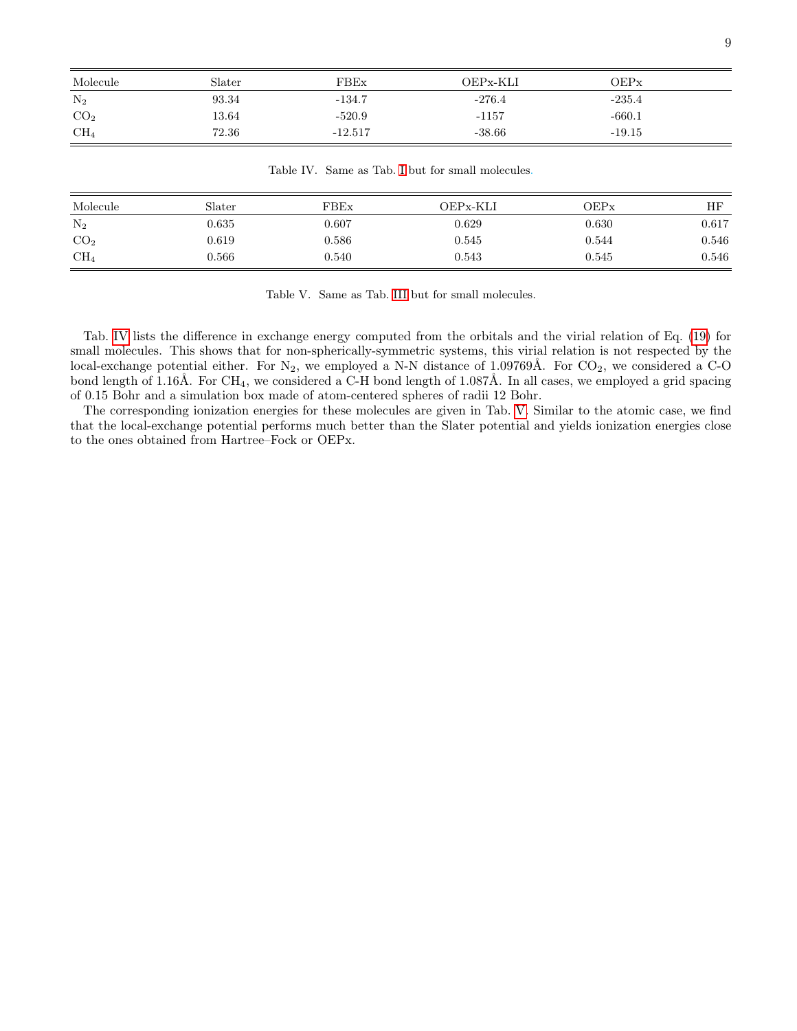| Molecule | Slater | FBEx | OEPx-KLI | OEPx |
| --- | --- | --- | --- | --- |
| $N_2$ | 93.34 | -134.7 | -276.4 | -235.4 |
| $CO_2$ | 13.64 | -520.9 | -1157 | -660.1 |
| $CH_4$ | 72.36 | -12.517 | -38.66 | -19.15 |

Table IV. Same as Tab. I but for small molecules.

| Molecule | Slater | FBEx | OEPx-KLI | OEPx | HF |
| --- | --- | --- | --- | --- | --- |
| $N_2$ | 0.635 | 0.607 | 0.629 | 0.630 | 0.617 |
| $CO_2$ | 0.619 | 0.586 | 0.545 | 0.544 | 0.546 |
| $CH_4$ | 0.566 | 0.540 | 0.543 | 0.545 | 0.546 |

Table V. Same as Tab. III but for small molecules.

Tab. IV lists the difference in exchange energy computed from the orbitals and the virial relation of Eq. (19) for small molecules. This shows that for non-spherically-symmetric systems, this virial relation is not respected by the local-exchange potential either. For $N_2$, we employed a N-N distance of 1.09769Å. For $CO_2$, we considered a C-O bond length of 1.16Å. For $CH_4$, we considered a C-H bond length of 1.087Å. In all cases, we employed a grid spacing of 0.15 Bohr and a simulation box made of atom-centered spheres of radii 12 Bohr.

The corresponding ionization energies for these molecules are given in Tab. V. Similar to the atomic case, we find that the local-exchange potential performs much better than the Slater potential and yields ionization energies close to the ones obtained from Hartree–Fock or OEPx.